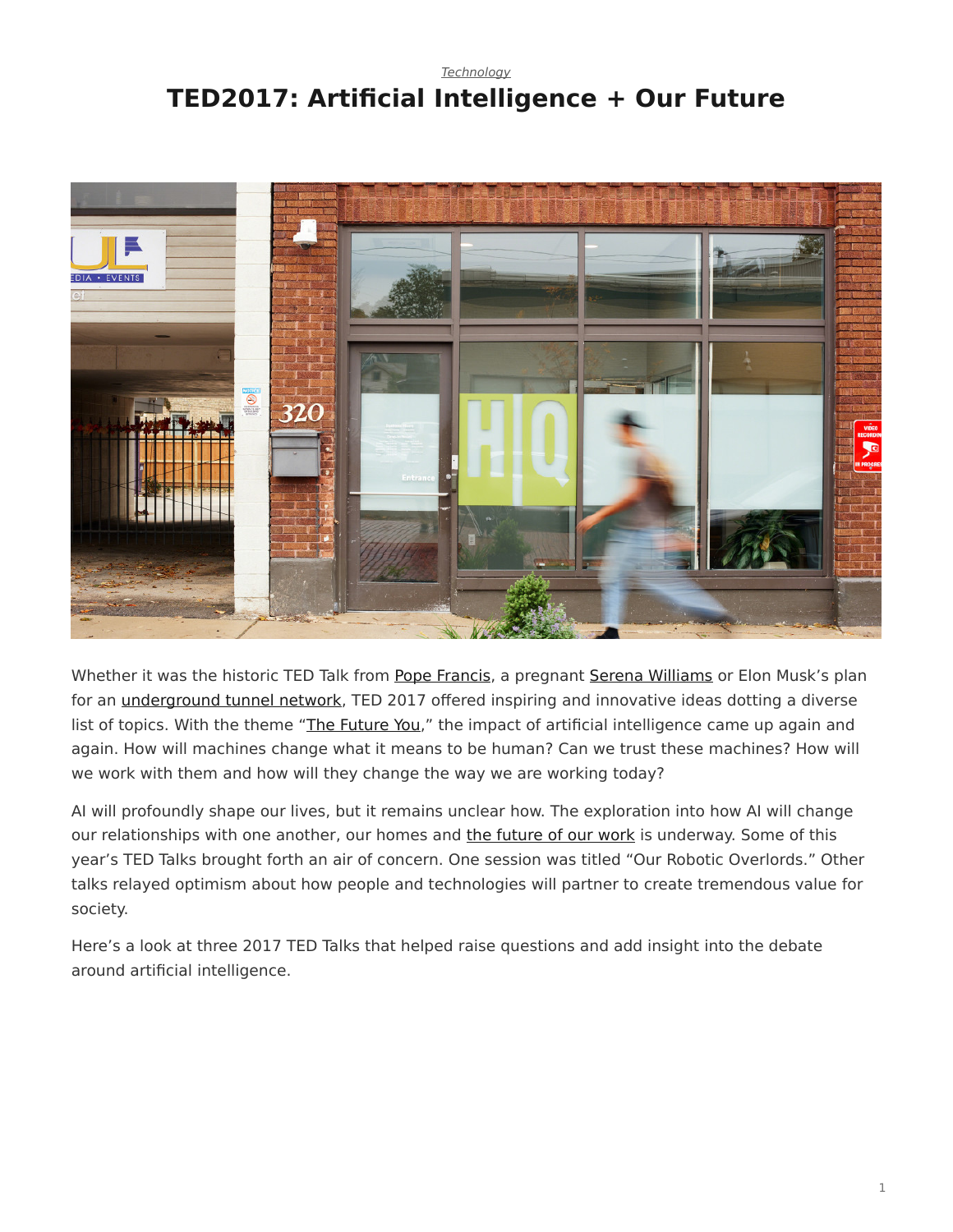Technology

# TED2017: Artificial Intelligence + Our Future

Whether it was the historic TED Talk from Pope Francis, a pregnant Serena Williams or Elon Musk's plan for an underground tunnel network, TED 2017 offered inspiring and innovative ideas dotting a diverse list of topics. With the theme "The Future You," the impact of artificial intelligence came up again and again. How will machines change what it means to be human? Can we trust these machines? How will we work with them and how will they change the way we are working today?

AI will profoundly shape our lives, but it remains unclear how. The exploration into how AI will change our relationships with one another, our homes and the future of our work is underway. Some of this year's TED Talks brought forth an air of concern. One session was titled "Our Robotic Overlords." Other talks relayed optimism about how people and technologies will partner to create tremendous value for society.

Here's a look at three 2017 TED Talks that helped raise questions and add insight into the debate around artificial intelligence.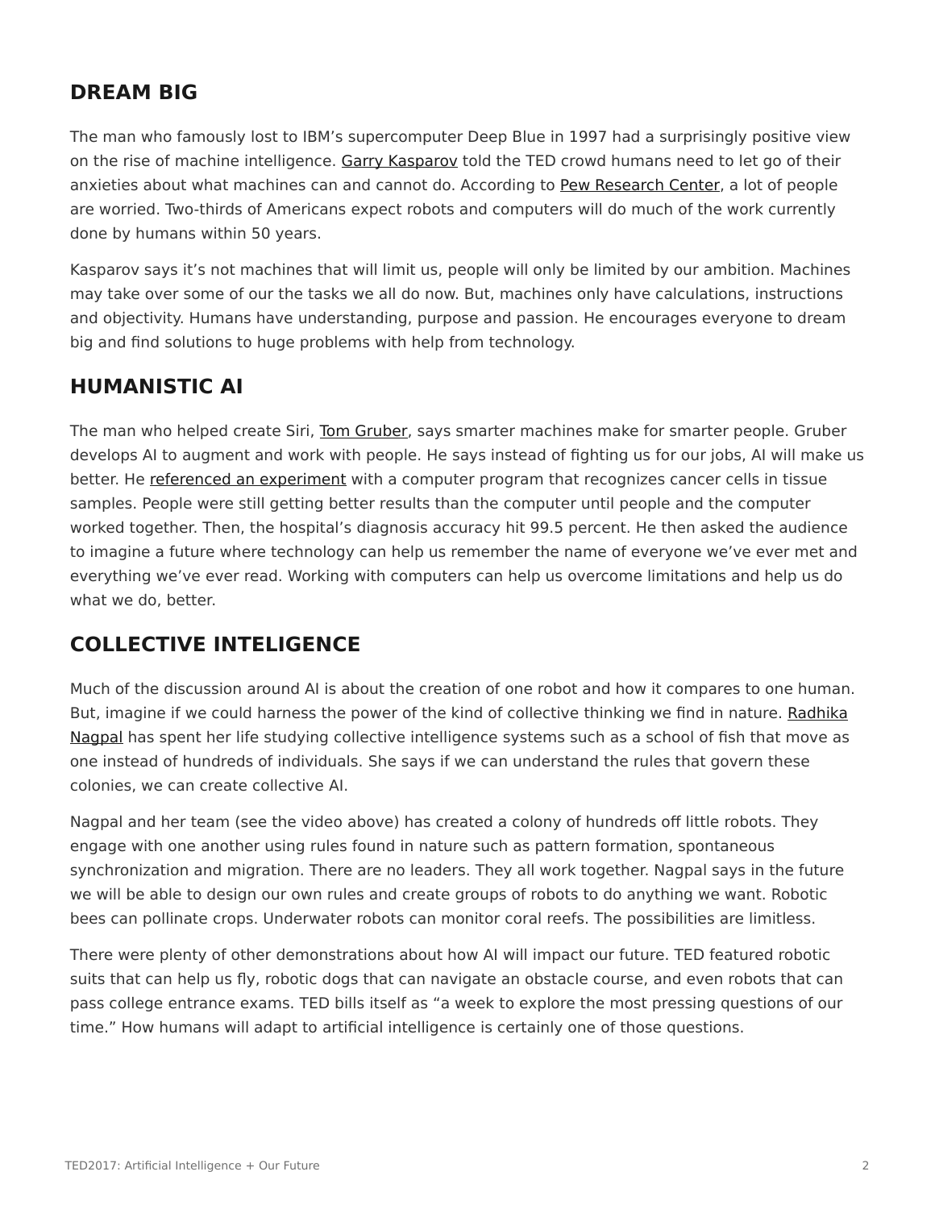## DREAM BIG

The man who famously lost to IBM's supercomputer Deep Blue in 1997 had a surprisingly positive view on the rise of machine intelligence. Garry Kasparov told the TED crowd humans need to let go of their anxieties about what machines can and cannot do. According to Pew Research Center, a lot of people are worried. Two-thirds of Americans expect robots and computers will do much of the work currently done by humans within 50 years.

Kasparov says it's not machines that will limit us, people will only be limited by our ambition. Machines may take over some of our the tasks we all do now. But, machines only have calculations, instructions and objectivity. Humans have understanding, purpose and passion. He encourages everyone to dream big and find solutions to huge problems with help from technology.

## HUMANISTIC AI

The man who helped create Siri, Tom Gruber, says smarter machines make for smarter people. Gruber develops AI to augment and work with people. He says instead of fighting us for our jobs, AI will make us better. He referenced an experiment with a computer program that recognizes cancer cells in tissue samples. People were still getting better results than the computer until people and the computer worked together. Then, the hospital's diagnosis accuracy hit 99.5 percent. He then asked the audience to imagine a future where technology can help us remember the name of everyone we've ever met and everything we've ever read. Working with computers can help us overcome limitations and help us do what we do, better.

## COLLECTIVE INTELIGENCE

Much of the discussion around AI is about the creation of one robot and how it compares to one human. But, imagine if we could harness the power of the kind of collective thinking we find in nature. Radhika Nagpal has spent her life studying collective intelligence systems such as a school of fish that move as one instead of hundreds of individuals. She says if we can understand the rules that govern these colonies, we can create collective AI.

Nagpal and her team (see the video above) has created a colony of hundreds off little robots. They engage with one another using rules found in nature such as pattern formation, spontaneous synchronization and migration. There are no leaders. They all work together. Nagpal says in the future we will be able to design our own rules and create groups of robots to do anything we want. Robotic bees can pollinate crops. Underwater robots can monitor coral reefs. The possibilities are limitless.

There were plenty of other demonstrations about how AI will impact our future. TED featured robotic suits that can help us fly, robotic dogs that can navigate an obstacle course, and even robots that can pass college entrance exams. TED bills itself as "a week to explore the most pressing questions of our time." How humans will adapt to artificial intelligence is certainly one of those questions.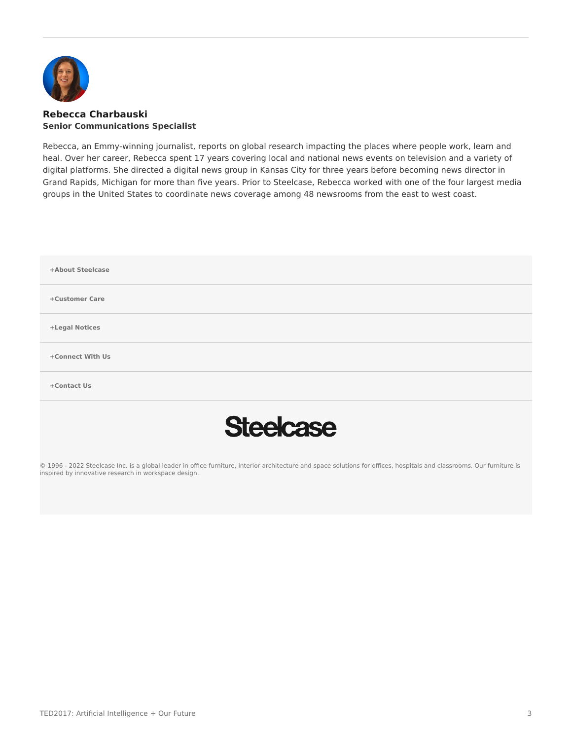**Rebecca Charbauski**
**Senior Communications Specialist**

Rebecca, an Emmy-winning journalist, reports on global research impacting the places where people work, learn and heal. Over her career, Rebecca spent 17 years covering local and national news events on television and a variety of digital platforms. She directed a digital news group in Kansas City for three years before becoming news director in Grand Rapids, Michigan for more than five years. Prior to Steelcase, Rebecca worked with one of the four largest media groups in the United States to coordinate news coverage among 48 newsrooms from the east to west coast.

**+About Steelcase**

**+Customer Care**

**+Legal Notices**

**+Connect With Us**

**+Contact Us**

Steelcase

© 1996 - 2022 Steelcase Inc. is a global leader in office furniture, interior architecture and space solutions for offices, hospitals and classrooms. Our furniture is inspired by innovative research in workspace design.